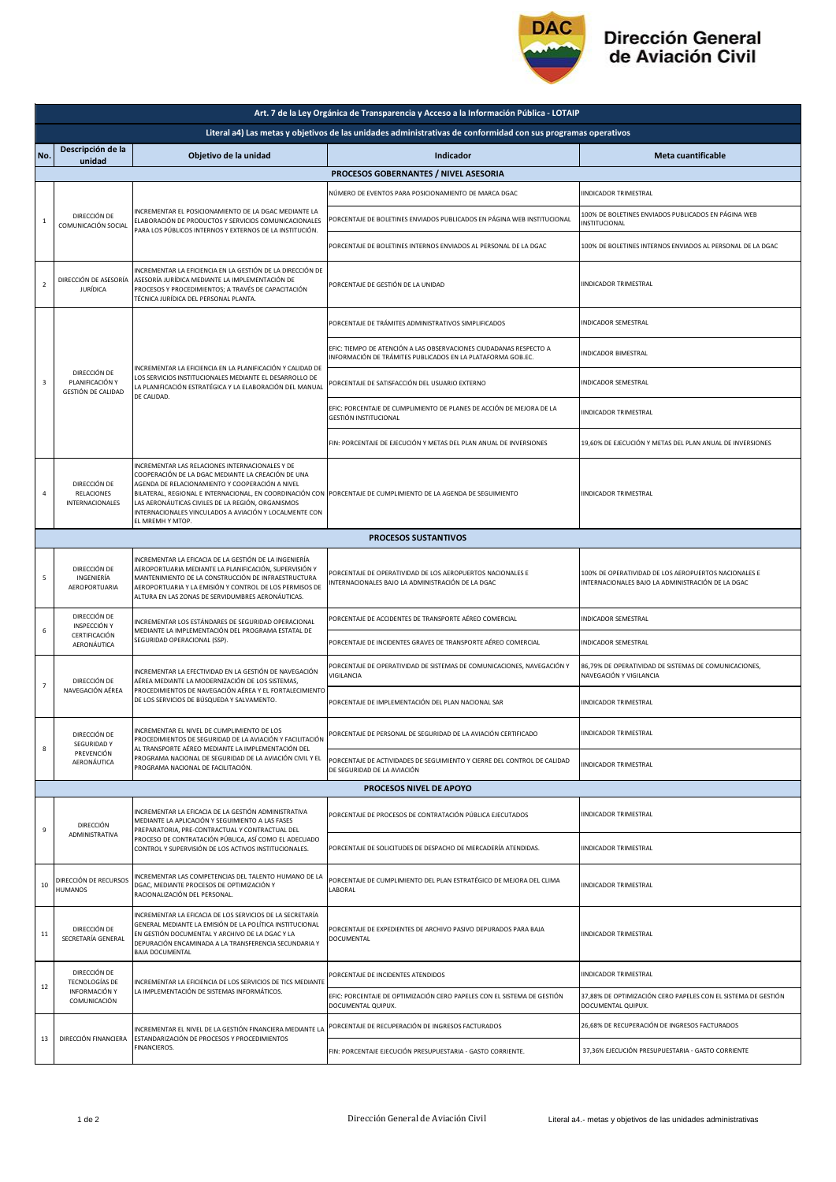# Dirección General de Aviación Civil

| No. | Descripción de la unidad | Objetivo de la unidad | Indicador | Meta cuantificable |
|---|---|---|---|---|
| **Art. 7 de la Ley Orgánica de Transparencia y Acceso a la Información Pública - LOTAIP** | | | | |
| **Literal a4) Las metas y objetivos de las unidades administrativas de conformidad con sus programas operativos** | | | | |
| **PROCESOS GOBERNANTES / NIVEL ASESORIA** | | | | |
| 1 | DIRECCIÓN DE COMUNICACIÓN SOCIAL | INCREMENTAR EL POSICIONAMIENTO DE LA DGAC MEDIANTE LA ELABORACIÓN DE PRODUCTOS Y SERVICIOS COMUNICACIONALES PARA LOS PÚBLICOS INTERNOS Y EXTERNOS DE LA INSTITUCIÓN. | NÚMERO DE EVENTOS PARA POSICIONAMIENTO DE MARCA DGAC | IINDICADOR TRIMESTRAL |
| | | | PORCENTAJE DE BOLETINES ENVIADOS PUBLICADOS EN PÁGINA WEB INSTITUCIONAL | 100% DE BOLETINES ENVIADOS PUBLICADOS EN PÁGINA WEB INSTITUCIONAL |
| | | | PORCENTAJE DE BOLETINES INTERNOS ENVIADOS AL PERSONAL DE LA DGAC | 100% DE BOLETINES INTERNOS ENVIADOS AL PERSONAL DE LA DGAC |
| 2 | DIRECCIÓN DE ASESORÍA JURÍDICA | INCREMENTAR LA EFICIENCIA EN LA GESTIÓN DE LA DIRECCIÓN DE ASESORÍA JURÍDICA MEDIANTE LA IMPLEMENTACIÓN DE PROCESOS Y PROCEDIMIENTOS; A TRAVÉS DE CAPACITACIÓN TÉCNICA JURÍDICA DEL PERSONAL PLANTA. | PORCENTAJE DE GESTIÓN DE LA UNIDAD | IINDICADOR TRIMESTRAL |
| 3 | DIRECCIÓN DE PLANIFICACIÓN Y GESTIÓN DE CALIDAD | INCREMENTAR LA EFICIENCIA EN LA PLANIFICACIÓN Y CALIDAD DE LOS SERVICIOS INSTITUCIONALES MEDIANTE EL DESARROLLO DE LA PLANIFICACIÓN ESTRATÉGICA Y LA ELABORACIÓN DEL MANUAL DE CALIDAD. | PORCENTAJE DE TRÁMITES ADMINISTRATIVOS SIMPLIFICADOS | INDICADOR SEMESTRAL |
| | | | EFIC: TIEMPO DE ATENCIÓN A LAS OBSERVACIONES CIUDADANAS RESPECTO A INFORMACIÓN DE TRÁMITES PUBLICADOS EN LA PLATAFORMA GOB.EC. | INDICADOR BIMESTRAL |
| | | | PORCENTAJE DE SATISFACCIÓN DEL USUARIO EXTERNO | INDICADOR SEMESTRAL |
| | | | EFIC: PORCENTAJE DE CUMPLIMIENTO DE PLANES DE ACCIÓN DE MEJORA DE LA GESTIÓN INSTITUCIONAL | IINDICADOR TRIMESTRAL |
| | | | FIN: PORCENTAJE DE EJECUCIÓN Y METAS DEL PLAN ANUAL DE INVERSIONES | 19,60% DE EJECUCIÓN Y METAS DEL PLAN ANUAL DE INVERSIONES |
| 4 | DIRECCIÓN DE RELACIONES INTERNACIONALES | INCREMENTAR LAS RELACIONES INTERNACIONALES Y DE COOPERACIÓN DE LA DGAC MEDIANTE LA CREACIÓN DE UNA AGENDA DE RELACIONAMIENTO Y COOPERACIÓN A NIVEL BILATERAL, REGIONAL E INTERNACIONAL, EN COORDINACIÓN CON LAS AERONÁUTICAS CIVILES DE LA REGIÓN, ORGANISMOS INTERNACIONALES VINCULADOS A AVIACIÓN Y LOCALMENTE CON EL MREMH Y MTOP. | PORCENTAJE DE CUMPLIMIENTO DE LA AGENDA DE SEGUIMIENTO | IINDICADOR TRIMESTRAL |
| **PROCESOS SUSTANTIVOS** | | | | |
| 5 | DIRECCIÓN DE INGENIERÍA AEROPORTUARIA | INCREMENTAR LA EFICACIA DE LA GESTIÓN DE LA INGENIERÍA AEROPORTUARIA MEDIANTE LA PLANIFICACIÓN, SUPERVISIÓN Y MANTENIMIENTO DE LA CONSTRUCCIÓN DE INFRAESTRUCTURA AEROPORTUARIA Y LA EMISIÓN Y CONTROL DE LOS PERMISOS DE ALTURA EN LAS ZONAS DE SERVIDUMBRES AERONÁUTICAS. | PORCENTAJE DE OPERATIVIDAD DE LOS AEROPUERTOS NACIONALES E INTERNACIONALES BAJO LA ADMINISTRACIÓN DE LA DGAC | 100% DE OPERATIVIDAD DE LOS AEROPUERTOS NACIONALES E INTERNACIONALES BAJO LA ADMINISTRACIÓN DE LA DGAC |
| 6 | DIRECCIÓN DE INSPECCIÓN Y CERTIFICACIÓN AERONÁUTICA | INCREMENTAR LOS ESTÁNDARES DE SEGURIDAD OPERACIONAL MEDIANTE LA IMPLEMENTACIÓN DEL PROGRAMA ESTATAL DE SEGURIDAD OPERACIONAL (SSP). | PORCENTAJE DE ACCIDENTES DE TRANSPORTE AÉREO COMERCIAL | INDICADOR SEMESTRAL |
| | | | PORCENTAJE DE INCIDENTES GRAVES DE TRANSPORTE AÉREO COMERCIAL | INDICADOR SEMESTRAL |
| 7 | DIRECCIÓN DE NAVEGACIÓN AÉREA | INCREMENTAR LA EFECTIVIDAD EN LA GESTIÓN DE NAVEGACIÓN AÉREA MEDIANTE LA MODERNIZACIÓN DE LOS SISTEMAS, PROCEDIMIENTOS DE NAVEGACIÓN AÉREA Y EL FORTALECIMIENTO DE LOS SERVICIOS DE BÚSQUEDA Y SALVAMENTO. | PORCENTAJE DE OPERATIVIDAD DE SISTEMAS DE COMUNICACIONES, NAVEGACIÓN Y VIGILANCIA | 86,79% DE OPERATIVIDAD DE SISTEMAS DE COMUNICACIONES, NAVEGACIÓN Y VIGILANCIA |
| | | | PORCENTAJE DE IMPLEMENTACIÓN DEL PLAN NACIONAL SAR | IINDICADOR TRIMESTRAL |
| 8 | DIRECCIÓN DE SEGURIDAD Y PREVENCIÓN AERONÁUTICA | INCREMENTAR EL NIVEL DE CUMPLIMIENTO DE LOS PROCEDIMIENTOS DE SEGURIDAD DE LA AVIACIÓN Y FACILITACIÓN AL TRANSPORTE AÉREO MEDIANTE LA IMPLEMENTACIÓN DEL PROGRAMA NACIONAL DE SEGURIDAD DE LA AVIACIÓN CIVIL Y EL PROGRAMA NACIONAL DE FACILITACIÓN. | PORCENTAJE DE PERSONAL DE SEGURIDAD DE LA AVIACIÓN CERTIFICADO | IINDICADOR TRIMESTRAL |
| | | | PORCENTAJE DE ACTIVIDADES DE SEGUIMIENTO Y CIERRE DEL CONTROL DE CALIDAD DE SEGURIDAD DE LA AVIACIÓN | IINDICADOR TRIMESTRAL |
| **PROCESOS NIVEL DE APOYO** | | | | |
| 9 | DIRECCIÓN ADMINISTRATIVA | INCREMENTAR LA EFICACIA DE LA GESTIÓN ADMINISTRATIVA MEDIANTE LA APLICACIÓN Y SEGUIMIENTO A LAS FASES PREPARATORIA, PRE-CONTRACTUAL Y CONTRACTUAL DEL PROCESO DE CONTRATACIÓN PÚBLICA, ASÍ COMO EL ADECUADO CONTROL Y SUPERVISIÓN DE LOS ACTIVOS INSTITUCIONALES. | PORCENTAJE DE PROCESOS DE CONTRATACIÓN PÚBLICA EJECUTADOS | IINDICADOR TRIMESTRAL |
| | | | PORCENTAJE DE SOLICITUDES DE DESPACHO DE MERCADERÍA ATENDIDAS. | IINDICADOR TRIMESTRAL |
| 10 | DIRECCIÓN DE RECURSOS HUMANOS | INCREMENTAR LAS COMPETENCIAS DEL TALENTO HUMANO DE LA DGAC, MEDIANTE PROCESOS DE OPTIMIZACIÓN Y RACIONALIZACIÓN DEL PERSONAL. | PORCENTAJE DE CUMPLIMIENTO DEL PLAN ESTRATÉGICO DE MEJORA DEL CLIMA LABORAL | IINDICADOR TRIMESTRAL |
| 11 | DIRECCIÓN DE SECRETARÍA GENERAL | INCREMENTAR LA EFICACIA DE LOS SERVICIOS DE LA SECRETARÍA GENERAL MEDIANTE LA EMISIÓN DE LA POLÍTICA INSTITUCIONAL EN GESTIÓN DOCUMENTAL Y ARCHIVO DE LA DGAC Y LA DEPURACIÓN ENCAMINADA A LA TRANSFERENCIA SECUNDARIA Y BAJA DOCUMENTAL | PORCENTAJE DE EXPEDIENTES DE ARCHIVO PASIVO DEPURADOS PARA BAJA DOCUMENTAL | IINDICADOR TRIMESTRAL |
| 12 | DIRECCIÓN DE TECNOLOGÍAS DE INFORMACIÓN Y COMUNICACIÓN | INCREMENTAR LA EFICIENCIA DE LOS SERVICIOS DE TICS MEDIANTE LA IMPLEMENTACIÓN DE SISTEMAS INFORMÁTICOS. | PORCENTAJE DE INCIDENTES ATENDIDOS | IINDICADOR TRIMESTRAL |
| | | | EFIC: PORCENTAJE DE OPTIMIZACIÓN CERO PAPELES CON EL SISTEMA DE GESTIÓN DOCUMENTAL QUIPUX. | 37,88% DE OPTIMIZACIÓN CERO PAPELES CON EL SISTEMA DE GESTIÓN DOCUMENTAL QUIPUX. |
| 13 | DIRECCIÓN FINANCIERA | INCREMENTAR EL NIVEL DE LA GESTIÓN FINANCIERA MEDIANTE LA ESTANDARIZACIÓN DE PROCESOS Y PROCEDIMIENTOS FINANCIEROS. | PORCENTAJE DE RECUPERACIÓN DE INGRESOS FACTURADOS | 26,68% DE RECUPERACIÓN DE INGRESOS FACTURADOS |
| | | | FIN: PORCENTAJE EJECUCIÓN PRESUPUESTARIA - GASTO CORRIENTE. | 37,36% EJECUCIÓN PRESUPUESTARIA - GASTO CORRIENTE |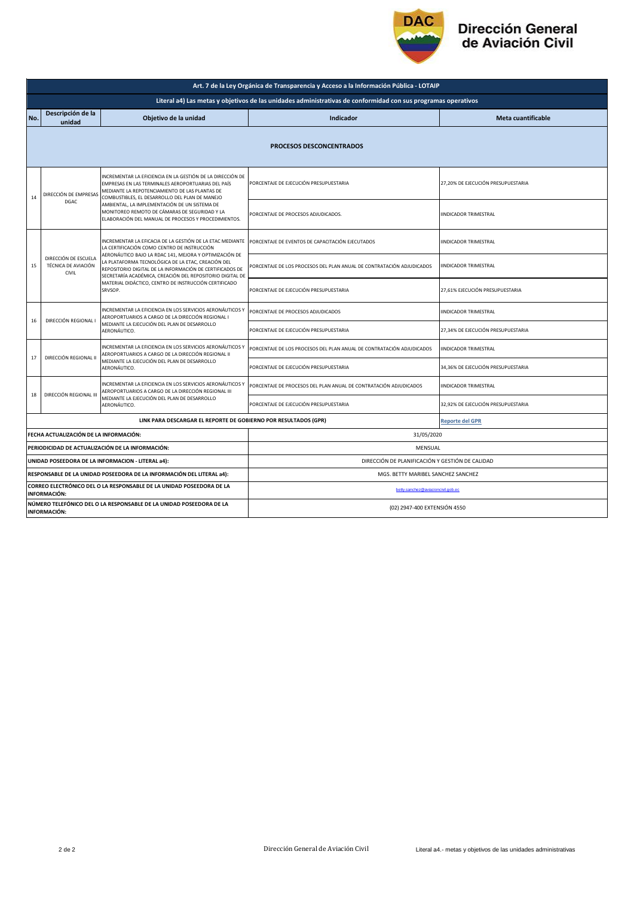# Dirección General de Aviación Civil

| Art. 7 de la Ley Orgánica de Transparencia y Acceso a la Información Pública - LOTAIP | | | | |
|---|---|---|---|---|
| **Literal a4) Las metas y objetivos de las unidades administrativas de conformidad con sus programas operativos** | | | | |
| **No.** | **Descripción de la unidad** | **Objetivo de la unidad** | **Indicador** | **Meta cuantificable** |
| **PROCESOS DESCONCENTRADOS** | | | | |
| 14 | DIRECCIÓN DE EMPRESAS DGAC | INCREMENTAR LA EFICIENCIA EN LA GESTIÓN DE LA DIRECCIÓN DE EMPRESAS EN LAS TERMINALES AEROPORTUARIAS DEL PAÍS MEDIANTE LA REPOTENCIAMIENTO DE LAS PLANTAS DE COMBUSTIBLES, EL DESARROLLO DEL PLAN DE MANEJO AMBIENTAL, LA IMPLEMENTACIÓN DE UN SISTEMA DE MONITOREO REMOTO DE CÁMARAS DE SEGURIDAD Y LA ELABORACIÓN DEL MANUAL DE PROCESOS Y PROCEDIMIENTOS. | PORCENTAJE DE EJECUCIÓN PRESUPUESTARIA | 27,20% DE EJECUCIÓN PRESUPUESTARIA |
| | | | PORCENTAJE DE PROCESOS ADJUDICADOS. | IINDICADOR TRIMESTRAL |
| 15 | DIRECCIÓN DE ESCUELA TÉCNICA DE AVIACIÓN CIVIL | INCREMENTAR LA EFICACIA DE LA GESTIÓN DE LA ETAC MEDIANTE LA CERTIFICACIÓN COMO CENTRO DE INSTRUCCIÓN AERONÁUTICO BAJO LA RDAC 141, MEJORA Y OPTIMIZACIÓN DE LA PLATAFORMA TECNOLÓGICA DE LA ETAC, CREACIÓN DEL REPOSITORIO DIGITAL DE LA INFORMACIÓN DE CERTIFICADOS DE SECRETARÍA ACADÉMICA, CREACIÓN DEL REPOSITORIO DIGITAL DE MATERIAL DIDÁCTICO, CENTRO DE INSTRUCCIÓN CERTIFICADO SRVSOP. | PORCENTAJE DE EVENTOS DE CAPACITACIÓN EJECUTADOS | IINDICADOR TRIMESTRAL |
| | | | PORCENTAJE DE LOS PROCESOS DEL PLAN ANUAL DE CONTRATACIÓN ADJUDICADOS | IINDICADOR TRIMESTRAL |
| | | | PORCENTAJE DE EJECUCIÓN PRESUPUESTARIA | 27,61% EJECUCIÓN PRESUPUESTARIA |
| 16 | DIRECCIÓN REGIONAL I | INCREMENTAR LA EFICIENCIA EN LOS SERVICIOS AERONÁUTICOS Y AEROPORTUARIOS A CARGO DE LA DIRECCIÓN REGIONAL I MEDIANTE LA EJECUCIÓN DEL PLAN DE DESARROLLO AERONÁUTICO. | PORCENTAJE DE PROCESOS ADJUDICADOS | IINDICADOR TRIMESTRAL |
| | | | PORCENTAJE DE EJECUCIÓN PRESUPUESTARIA | 27,34% DE EJECUCIÓN PRESUPUESTARIA |
| 17 | DIRECCIÓN REGIONAL II | INCREMENTAR LA EFICIENCIA EN LOS SERVICIOS AERONÁUTICOS Y AEROPORTUARIOS A CARGO DE LA DIRECCIÓN REGIONAL II MEDIANTE LA EJECUCIÓN DEL PLAN DE DESARROLLO AERONÁUTICO. | PORCENTAJE DE LOS PROCESOS DEL PLAN ANUAL DE CONTRATACIÓN ADJUDICADOS | IINDICADOR TRIMESTRAL |
| | | | PORCENTAJE DE EJECUCIÓN PRESUPUESTARIA | 34,36% DE EJECUCIÓN PRESUPUESTARIA |
| 18 | DIRECCIÓN REGIONAL III | INCREMENTAR LA EFICIENCIA EN LOS SERVICIOS AERONÁUTICOS Y AEROPORTUARIOS A CARGO DE LA DIRECCIÓN REGIONAL III MEDIANTE LA EJECUCIÓN DEL PLAN DE DESARROLLO AERONÁUTICO. | PORCENTAJE DE PROCESOS DEL PLAN ANUAL DE CONTRATACIÓN ADJUDICADOS | IINDICADOR TRIMESTRAL |
| | | | PORCENTAJE DE EJECUCIÓN PRESUPUESTARIA | 32,92% DE EJECUCIÓN PRESUPUESTARIA |
| **LINK PARA DESCARGAR EL REPORTE DE GOBIERNO POR RESULTADOS (GPR)** | | | | **Reporte del GPR** |

| | |
|---|---|
| **FECHA ACTUALIZACIÓN DE LA INFORMACIÓN:** | 31/05/2020 |
| **PERIODICIDAD DE ACTUALIZACIÓN DE LA INFORMACIÓN:** | MENSUAL |
| **UNIDAD POSEEDORA DE LA INFORMACION - LITERAL a4):** | DIRECCIÓN DE PLANIFICACIÓN Y GESTIÓN DE CALIDAD |
| **RESPONSABLE DE LA UNIDAD POSEEDORA DE LA INFORMACIÓN DEL LITERAL a4):** | MGS. BETTY MARIBEL SANCHEZ SANCHEZ |
| **CORREO ELECTRÓNICO DEL O LA RESPONSABLE DE LA UNIDAD POSEEDORA DE LA INFORMACIÓN:** | betty.sanchez@aviacioncivil.gob.ec |
| **NÚMERO TELEFÓNICO DEL O LA RESPONSABLE DE LA UNIDAD POSEEDORA DE LA INFORMACIÓN:** | (02) 2947-400 EXTENSIÓN 4550 |